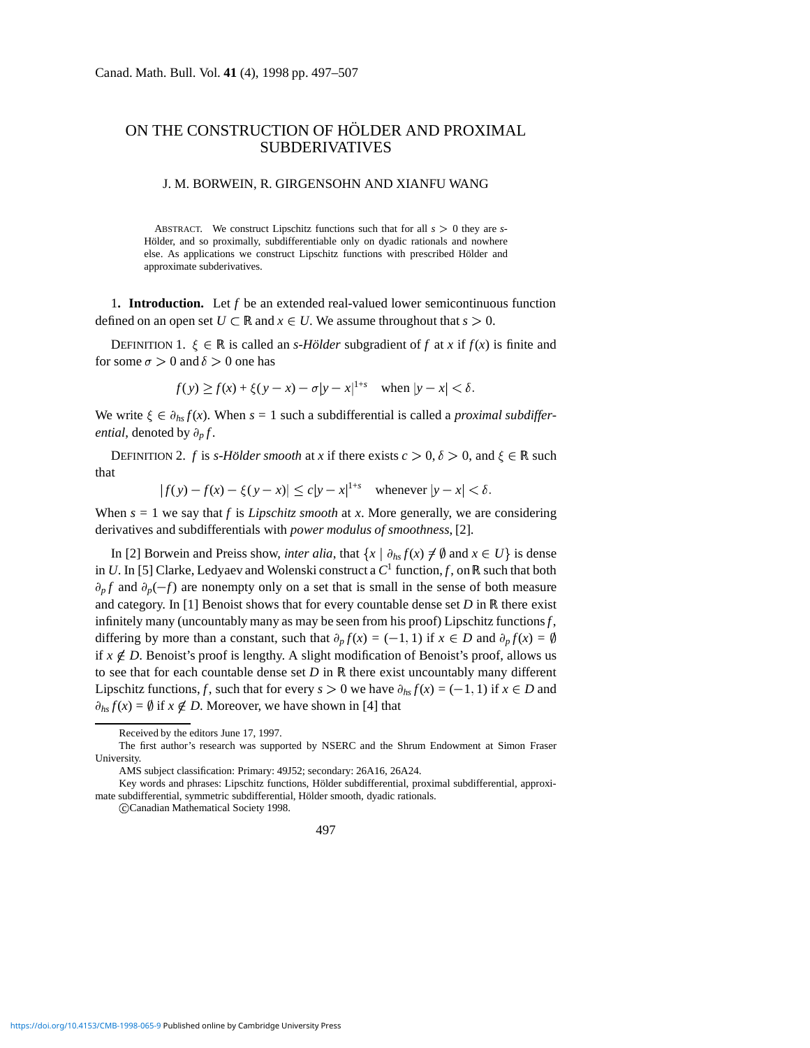# ON THE CONSTRUCTION OF HÖLDER AND PROXIMAL SUBDERIVATIVES

J. M. BORWEIN, R. GIRGENSOHN AND XIANFU WANG

ABSTRACT. We construct Lipschitz functions such that for all $s > 0$ they are $s$-Hölder, and so proximally, subdifferentiable only on dyadic rationals and nowhere else. As applications we construct Lipschitz functions with prescribed Hölder and approximate subderivatives.

## 1. Introduction.

Let $f$ be an extended real-valued lower semicontinuous function defined on an open set $U \subset \mathbb{R}$ and $x \in U$. We assume throughout that $s > 0$.

DEFINITION 1. $\xi \in \mathbb{R}$ is called an *s-Hölder* subgradient of $f$ at $x$ if $f(x)$ is finite and for some $\sigma > 0$ and $\delta > 0$ one has

$$f(y) \geq f(x) + \xi(y - x) - \sigma|y - x|^{1+s} \quad \text{when } |y - x| < \delta.$$

We write $\xi \in \partial_{hs} f(x)$. When $s = 1$ such a subdifferential is called a *proximal subdifferential*, denoted by $\partial_p f$.

DEFINITION 2. $f$ is *s-Hölder smooth* at $x$ if there exists $c > 0$, $\delta > 0$, and $\xi \in \mathbb{R}$ such that

$$|f(y) - f(x) - \xi(y - x)| \leq c|y - x|^{1+s} \quad \text{whenever } |y - x| < \delta.$$

When $s = 1$ we say that $f$ is *Lipschitz smooth* at $x$. More generally, we are considering derivatives and subdifferentials with *power modulus of smoothness*, [2].

In [2] Borwein and Preiss show, *inter alia*, that $\{x \mid \partial_{hs} f(x) \neq \emptyset \text{ and } x \in U\}$ is dense in $U$. In [5] Clarke, Ledyaev and Wolenski construct a $C^1$ function, $f$, on $\mathbb{R}$ such that both $\partial_p f$ and $\partial_p(-f)$ are nonempty only on a set that is small in the sense of both measure and category. In [1] Benoist shows that for every countable dense set $D$ in $\mathbb{R}$ there exist infinitely many (uncountably many as may be seen from his proof) Lipschitz functions $f$, differing by more than a constant, such that $\partial_p f(x) = (-1, 1)$ if $x \in D$ and $\partial_p f(x) = \emptyset$ if $x \notin D$. Benoist's proof is lengthy. A slight modification of Benoist's proof, allows us to see that for each countable dense set $D$ in $\mathbb{R}$ there exist uncountably many different Lipschitz functions, $f$, such that for every $s > 0$ we have $\partial_{hs} f(x) = (-1, 1)$ if $x \in D$ and $\partial_{hs} f(x) = \emptyset$ if $x \notin D$. Moreover, we have shown in [4] that

Received by the editors June 17, 1997.

The first author's research was supported by NSERC and the Shrum Endowment at Simon Fraser University.

AMS subject classification: Primary: 49J52; secondary: 26A16, 26A24.

Key words and phrases: Lipschitz functions, Hölder subdifferential, proximal subdifferential, approximate subdifferential, symmetric subdifferential, Hölder smooth, dyadic rationals.

©Canadian Mathematical Society 1998.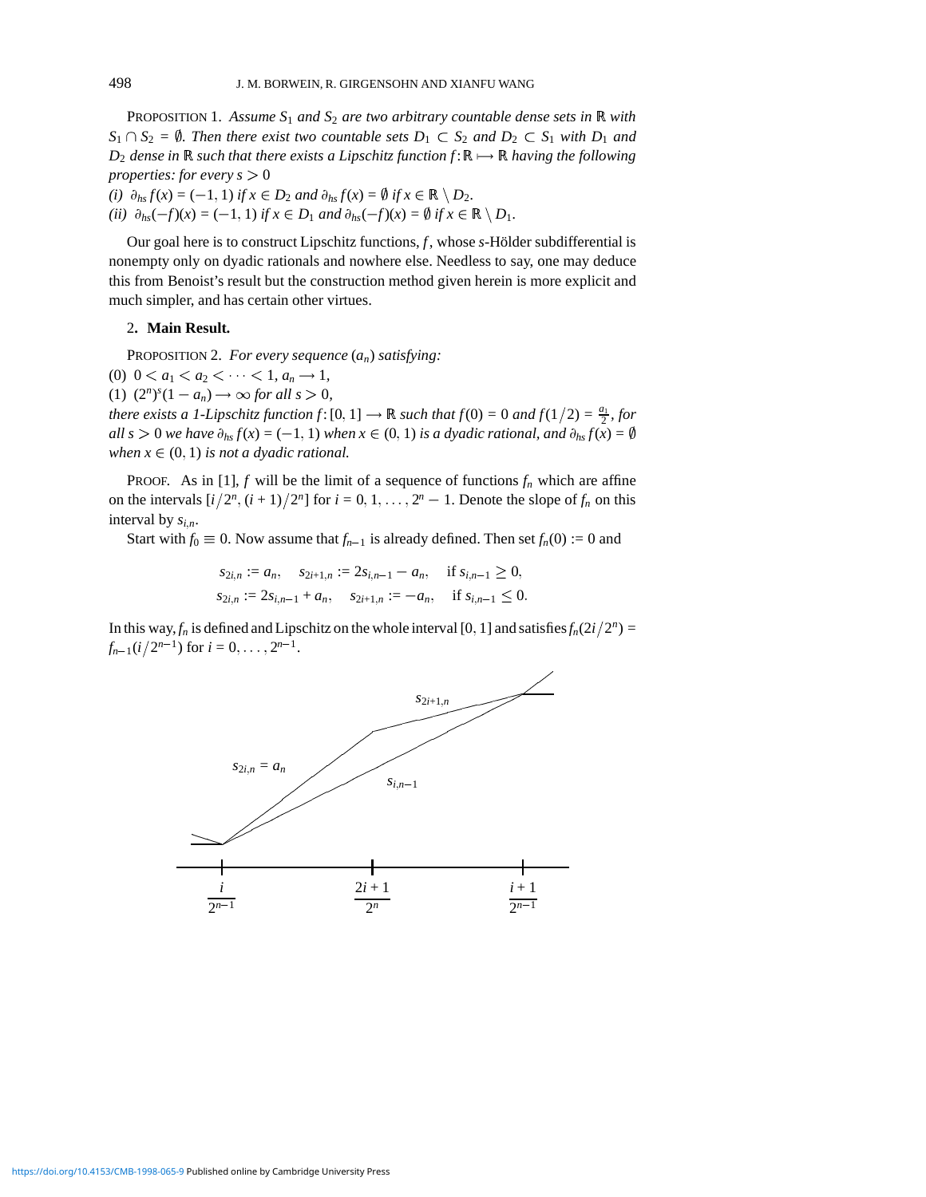PROPOSITION 1. *Assume $S_1$ and $S_2$ are two arbitrary countable dense sets in $\mathbb{R}$ with $S_1 \cap S_2 = \emptyset$. Then there exist two countable sets $D_1 \subset S_2$ and $D_2 \subset S_1$ with $D_1$ and $D_2$ dense in $\mathbb{R}$ such that there exists a Lipschitz function $f : \mathbb{R} \longmapsto \mathbb{R}$ having the following properties: for every $s > 0$*

*(i) $\partial_{hs} f(x) = (-1, 1)$ if $x \in D_2$ and $\partial_{hs} f(x) = \emptyset$ if $x \in \mathbb{R} \setminus D_2$.*

*(ii) $\partial_{hs}(-f)(x) = (-1, 1)$ if $x \in D_1$ and $\partial_{hs}(-f)(x) = \emptyset$ if $x \in \mathbb{R} \setminus D_1$.*

Our goal here is to construct Lipschitz functions, $f$, whose $s$-Hölder subdifferential is nonempty only on dyadic rationals and nowhere else. Needless to say, one may deduce this from Benoist's result but the construction method given herein is more explicit and much simpler, and has certain other virtues.

## 2. Main Result.

PROPOSITION 2. *For every sequence $(a_n)$ satisfying:*

(0) $0 < a_1 < a_2 < \cdots < 1$, $a_n \longrightarrow 1$,

(1) $(2^n)^s(1 - a_n) \longrightarrow \infty$ *for all* $s > 0$,

*there exists a 1-Lipschitz function $f : [0, 1] \longrightarrow \mathbb{R}$ such that $f(0) = 0$ and $f(1/2) = \frac{a_1}{2}$, for all $s > 0$ we have $\partial_{hs} f(x) = (-1, 1)$ when $x \in (0, 1)$ is a dyadic rational, and $\partial_{hs} f(x) = \emptyset$ when $x \in (0, 1)$ is not a dyadic rational.*

PROOF. As in [1], $f$ will be the limit of a sequence of functions $f_n$ which are affine on the intervals $[i/2^n, (i + 1)/2^n]$ for $i = 0, 1, \ldots, 2^n - 1$. Denote the slope of $f_n$ on this interval by $s_{i,n}$.

Start with $f_0 \equiv 0$. Now assume that $f_{n-1}$ is already defined. Then set $f_n(0) := 0$ and

$$
\begin{aligned}
s_{2i,n} &:= a_n, \quad s_{2i+1,n} := 2s_{i,n-1} - a_n, \quad \text{if } s_{i,n-1} \geq 0, \\
s_{2i,n} &:= 2s_{i,n-1} + a_n, \quad s_{2i+1,n} := -a_n, \quad \text{if } s_{i,n-1} \leq 0.
\end{aligned}
$$

In this way, $f_n$ is defined and Lipschitz on the whole interval $[0, 1]$ and satisfies $f_n(2i/2^n) = f_{n-1}(i/2^{n-1})$ for $i = 0, \ldots, 2^{n-1}$.

$s_{2i+1,n}$

$s_{2i,n} = a_n$

$s_{i,n-1}$

$\frac{i}{2^{n-1}}$ $\quad \frac{2i+1}{2^n}$ $\quad \frac{i+1}{2^{n-1}}$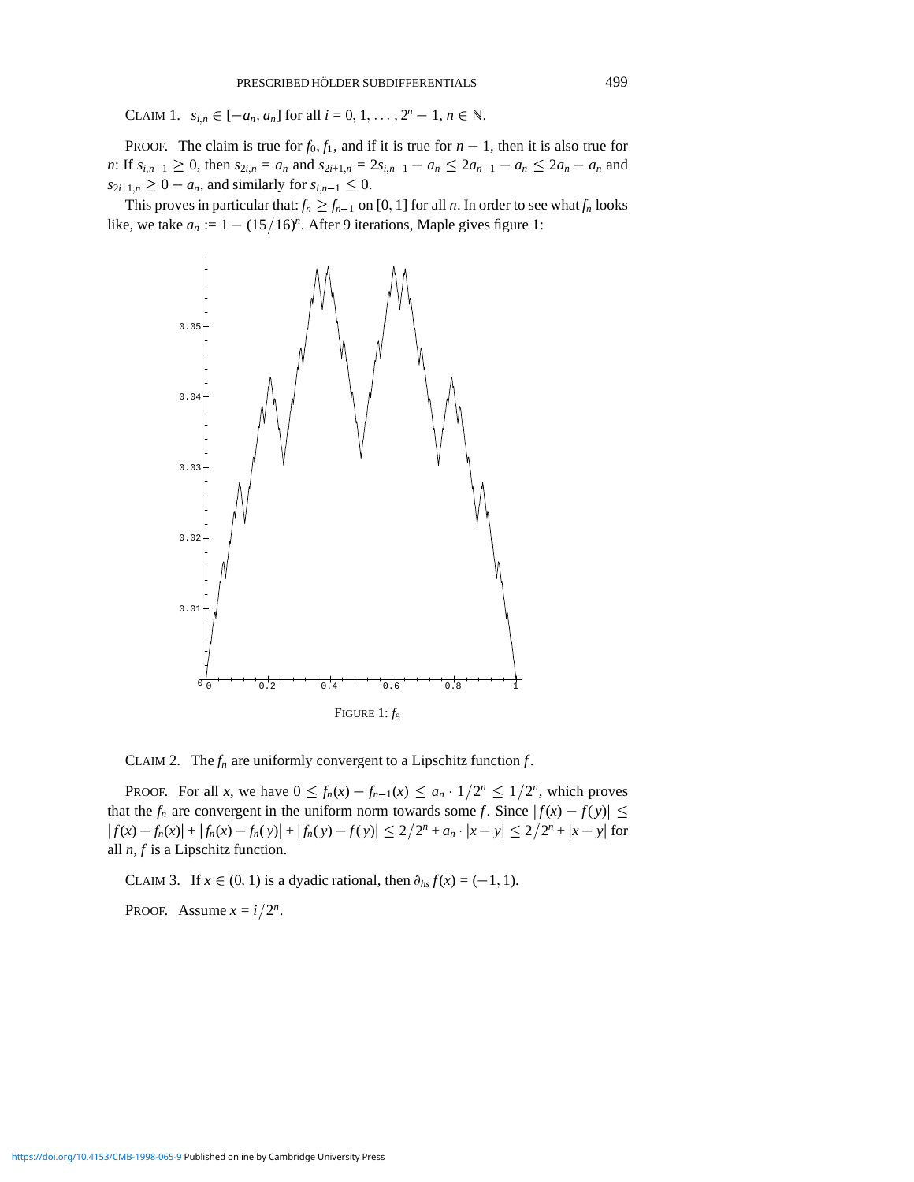Claim 1. $s_{i,n} \in [-a_n, a_n]$ for all $i = 0, 1, \ldots, 2^n - 1$, $n \in \mathbb{N}$.

Proof. The claim is true for $f_0, f_1$, and if it is true for $n - 1$, then it is also true for $n$: If $s_{i,n-1} \geq 0$, then $s_{2i,n} = a_n$ and $s_{2i+1,n} = 2s_{i,n-1} - a_n \leq 2a_{n-1} - a_n \leq 2a_n - a_n$ and $s_{2i+1,n} \geq 0 - a_n$, and similarly for $s_{i,n-1} \leq 0$.

This proves in particular that: $f_n \geq f_{n-1}$ on $[0, 1]$ for all $n$. In order to see what $f_n$ looks like, we take $a_n := 1 - (15/16)^n$. After 9 iterations, Maple gives figure 1:

Figure 1: $f_9$

Claim 2. The $f_n$ are uniformly convergent to a Lipschitz function $f$.

Proof. For all $x$, we have $0 \leq f_n(x) - f_{n-1}(x) \leq a_n \cdot 1/2^n \leq 1/2^n$, which proves that the $f_n$ are convergent in the uniform norm towards some $f$. Since $|f(x) - f(y)| \leq |f(x) - f_n(x)| + |f_n(x) - f_n(y)| + |f_n(y) - f(y)| \leq 2/2^n + a_n \cdot |x - y| \leq 2/2^n + |x - y|$ for all $n$, $f$ is a Lipschitz function.

Claim 3. If $x \in (0, 1)$ is a dyadic rational, then $\partial_{hs} f(x) = (-1, 1)$.

Proof. Assume $x = i/2^n$.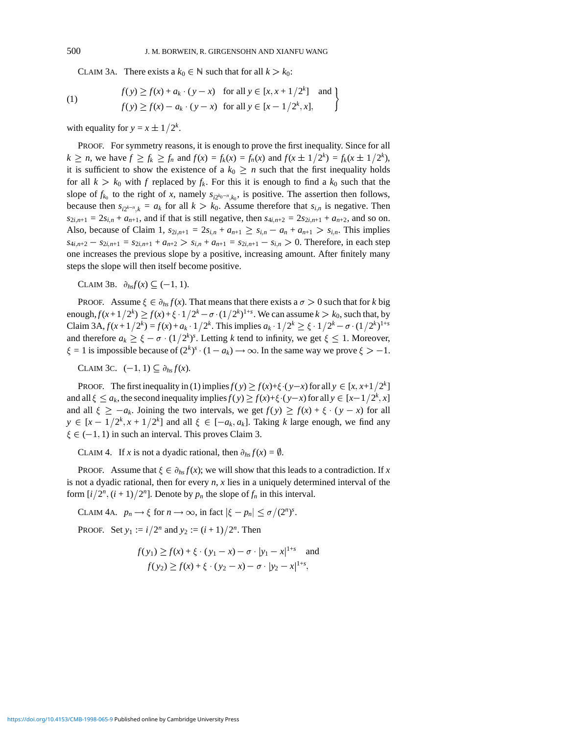CLAIM 3A. There exists a $k_0 \in \mathbb{N}$ such that for all $k > k_0$:

$$
(1) \qquad \left.\begin{aligned}
f(y) &\geq f(x) + a_k \cdot (y - x) \quad \text{for all } y \in [x, x + 1/2^k] \quad \text{and} \\
f(y) &\geq f(x) - a_k \cdot (y - x) \quad \text{for all } y \in [x - 1/2^k, x],
\end{aligned}\right\}
$$

with equality for $y = x \pm 1/2^k$.

PROOF. For symmetry reasons, it is enough to prove the first inequality. Since for all $k \geq n$, we have $f \geq f_k \geq f_n$ and $f(x) = f_k(x) = f_n(x)$ and $f(x \pm 1/2^k) = f_k(x \pm 1/2^k)$, it is sufficient to show the existence of a $k_0 \geq n$ such that the first inequality holds for all $k > k_0$ with $f$ replaced by $f_k$. For this it is enough to find a $k_0$ such that the slope of $f_{k_0}$ to the right of $x$, namely $s_{i2^{k_0-n},k_0}$, is positive. The assertion then follows, because then $s_{i2^{k-n},k} = a_k$ for all $k > k_0$. Assume therefore that $s_{i,n}$ is negative. Then $s_{2i,n+1} = 2s_{i,n} + a_{n+1}$, and if that is still negative, then $s_{4i,n+2} = 2s_{2i,n+1} + a_{n+2}$, and so on. Also, because of Claim 1, $s_{2i,n+1} = 2s_{i,n} + a_{n+1} \geq s_{i,n} - a_n + a_{n+1} > s_{i,n}$. This implies $s_{4i,n+2} - s_{2i,n+1} = s_{2i,n+1} + a_{n+2} > s_{i,n} + a_{n+1} = s_{2i,n+1} - s_{i,n} > 0$. Therefore, in each step one increases the previous slope by a positive, increasing amount. After finitely many steps the slope will then itself become positive.

CLAIM 3B. $\partial_{hs} f(x) \subseteq (-1, 1)$.

PROOF. Assume $\xi \in \partial_{hs} f(x)$. That means that there exists a $\sigma > 0$ such that for $k$ big enough, $f(x + 1/2^k) \geq f(x) + \xi \cdot 1/2^k - \sigma \cdot (1/2^k)^{1+s}$. We can assume $k > k_0$, such that, by Claim 3A, $f(x + 1/2^k) = f(x) + a_k \cdot 1/2^k$. This implies $a_k \cdot 1/2^k \geq \xi \cdot 1/2^k - \sigma \cdot (1/2^k)^{1+s}$ and therefore $a_k \geq \xi - \sigma \cdot (1/2^k)^s$. Letting $k$ tend to infinity, we get $\xi \leq 1$. Moreover, $\xi = 1$ is impossible because of $(2^k)^s \cdot (1 - a_k) \longrightarrow \infty$. In the same way we prove $\xi > -1$.

CLAIM 3C. $(-1, 1) \subseteq \partial_{hs} f(x)$.

PROOF. The first inequality in (1) implies $f(y) \geq f(x) + \xi \cdot (y - x)$ for all $y \in [x, x + 1/2^k]$ and all $\xi \leq a_k$, the second inequality implies $f(y) \geq f(x) + \xi \cdot (y - x)$ for all $y \in [x - 1/2^k, x]$ and all $\xi \geq -a_k$. Joining the two intervals, we get $f(y) \geq f(x) + \xi \cdot (y - x)$ for all $y \in [x - 1/2^k, x + 1/2^k]$ and all $\xi \in [-a_k, a_k]$. Taking $k$ large enough, we find any $\xi \in (-1, 1)$ in such an interval. This proves Claim 3.

CLAIM 4. If $x$ is not a dyadic rational, then $\partial_{hs} f(x) = \emptyset$.

PROOF. Assume that $\xi \in \partial_{hs} f(x)$; we will show that this leads to a contradiction. If $x$ is not a dyadic rational, then for every $n$, $x$ lies in a uniquely determined interval of the form $[i/2^n, (i + 1)/2^n]$. Denote by $p_n$ the slope of $f_n$ in this interval.

CLAIM 4A. $p_n \longrightarrow \xi$ for $n \longrightarrow \infty$, in fact $|\xi - p_n| \leq \sigma/(2^n)^s$.

PROOF. Set $y_1 := i/2^n$ and $y_2 := (i + 1)/2^n$. Then

$$
\begin{aligned}
f(y_1) &\geq f(x) + \xi \cdot (y_1 - x) - \sigma \cdot |y_1 - x|^{1+s} \quad \text{and} \\
f(y_2) &\geq f(x) + \xi \cdot (y_2 - x) - \sigma \cdot |y_2 - x|^{1+s},
\end{aligned}
$$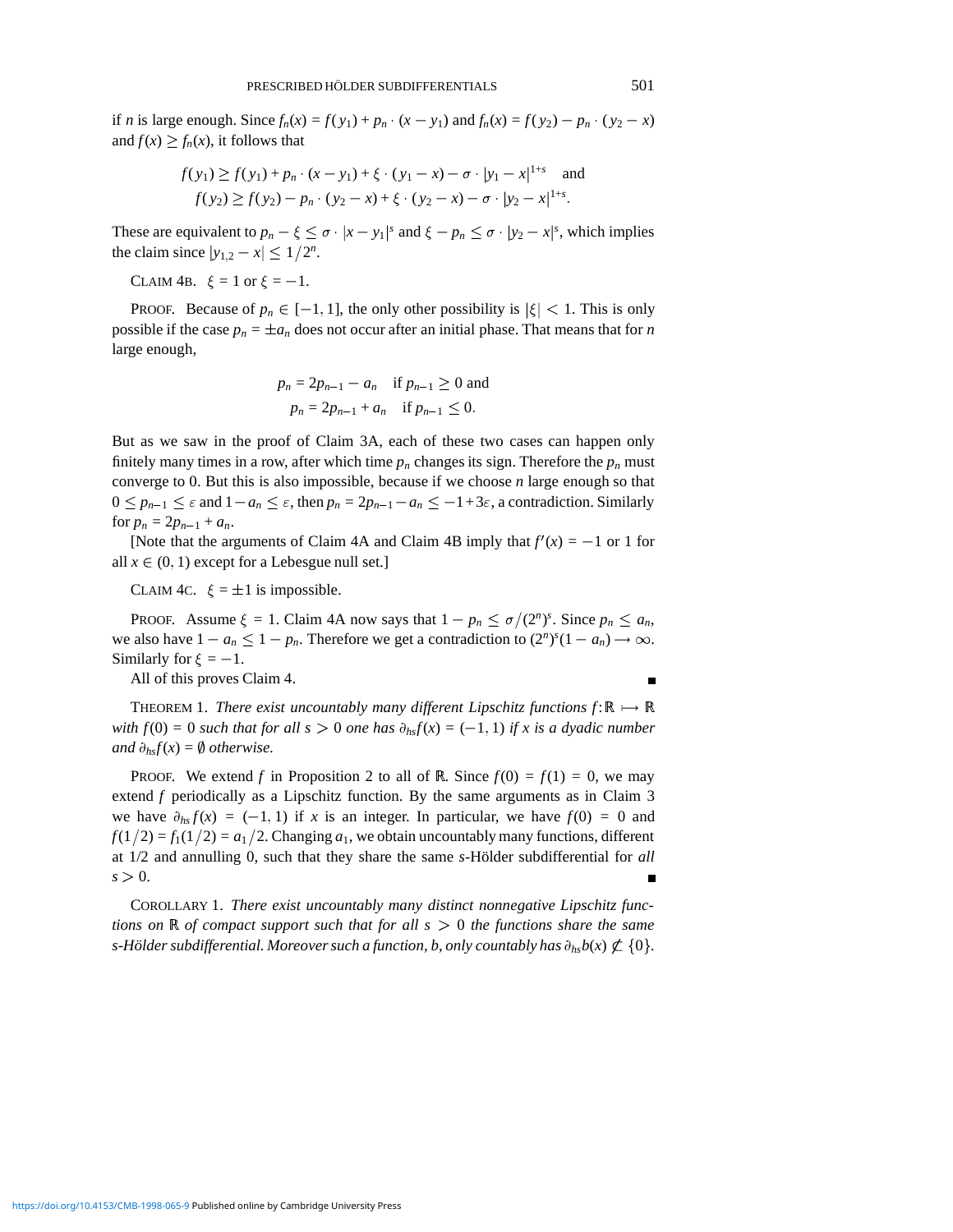if $n$ is large enough. Since $f_n(x) = f(y_1) + p_n \cdot (x - y_1)$ and $f_n(x) = f(y_2) - p_n \cdot (y_2 - x)$ and $f(x) \geq f_n(x)$, it follows that

$$
\begin{aligned}
f(y_1) &\geq f(y_1) + p_n \cdot (x - y_1) + \xi \cdot (y_1 - x) - \sigma \cdot |y_1 - x|^{1+s} \quad \text{and} \\
f(y_2) &\geq f(y_2) - p_n \cdot (y_2 - x) + \xi \cdot (y_2 - x) - \sigma \cdot |y_2 - x|^{1+s}.
\end{aligned}
$$

These are equivalent to $p_n - \xi \leq \sigma \cdot |x - y_1|^s$ and $\xi - p_n \leq \sigma \cdot |y_2 - x|^s$, which implies the claim since $|y_{1,2} - x| \leq 1/2^n$.

CLAIM 4B. $\xi = 1$ or $\xi = -1$.

PROOF. Because of $p_n \in [-1, 1]$, the only other possibility is $|\xi| < 1$. This is only possible if the case $p_n = \pm a_n$ does not occur after an initial phase. That means that for $n$ large enough,

$$
\begin{aligned}
p_n &= 2p_{n-1} - a_n \quad \text{if } p_{n-1} \geq 0 \text{ and} \\
p_n &= 2p_{n-1} + a_n \quad \text{if } p_{n-1} \leq 0.
\end{aligned}
$$

But as we saw in the proof of Claim 3A, each of these two cases can happen only finitely many times in a row, after which time $p_n$ changes its sign. Therefore the $p_n$ must converge to 0. But this is also impossible, because if we choose $n$ large enough so that $0 \leq p_{n-1} \leq \varepsilon$ and $1 - a_n \leq \varepsilon$, then $p_n = 2p_{n-1} - a_n \leq -1 + 3\varepsilon$, a contradiction. Similarly for $p_n = 2p_{n-1} + a_n$.

[Note that the arguments of Claim 4A and Claim 4B imply that $f'(x) = -1$ or 1 for all $x \in (0, 1)$ except for a Lebesgue null set.]

CLAIM 4C. $\xi = \pm 1$ is impossible.

PROOF. Assume $\xi = 1$. Claim 4A now says that $1 - p_n \leq \sigma/(2^n)^s$. Since $p_n \leq a_n$, we also have $1 - a_n \leq 1 - p_n$. Therefore we get a contradiction to $(2^n)^s(1 - a_n) \longrightarrow \infty$. Similarly for $\xi = -1$.

All of this proves Claim 4. ∎

THEOREM 1. *There exist uncountably many different Lipschitz functions $f : \mathbb{R} \longmapsto \mathbb{R}$ with $f(0) = 0$ such that for all $s > 0$ one has $\partial_{hs} f(x) = (-1, 1)$ if $x$ is a dyadic number and $\partial_{hs} f(x) = \emptyset$ otherwise.*

PROOF. We extend $f$ in Proposition 2 to all of $\mathbb{R}$. Since $f(0) = f(1) = 0$, we may extend $f$ periodically as a Lipschitz function. By the same arguments as in Claim 3 we have $\partial_{hs} f(x) = (-1, 1)$ if $x$ is an integer. In particular, we have $f(0) = 0$ and $f(1/2) = f_1(1/2) = a_1/2$. Changing $a_1$, we obtain uncountably many functions, different at 1/2 and annulling 0, such that they share the same $s$-Hölder subdifferential for *all* $s > 0$. ∎

COROLLARY 1. *There exist uncountably many distinct nonnegative Lipschitz functions on $\mathbb{R}$ of compact support such that for all $s > 0$ the functions share the same $s$-Hölder subdifferential. Moreover such a function, $b$, only countably has $\partial_{hs} b(x) \not\subset \{0\}$.*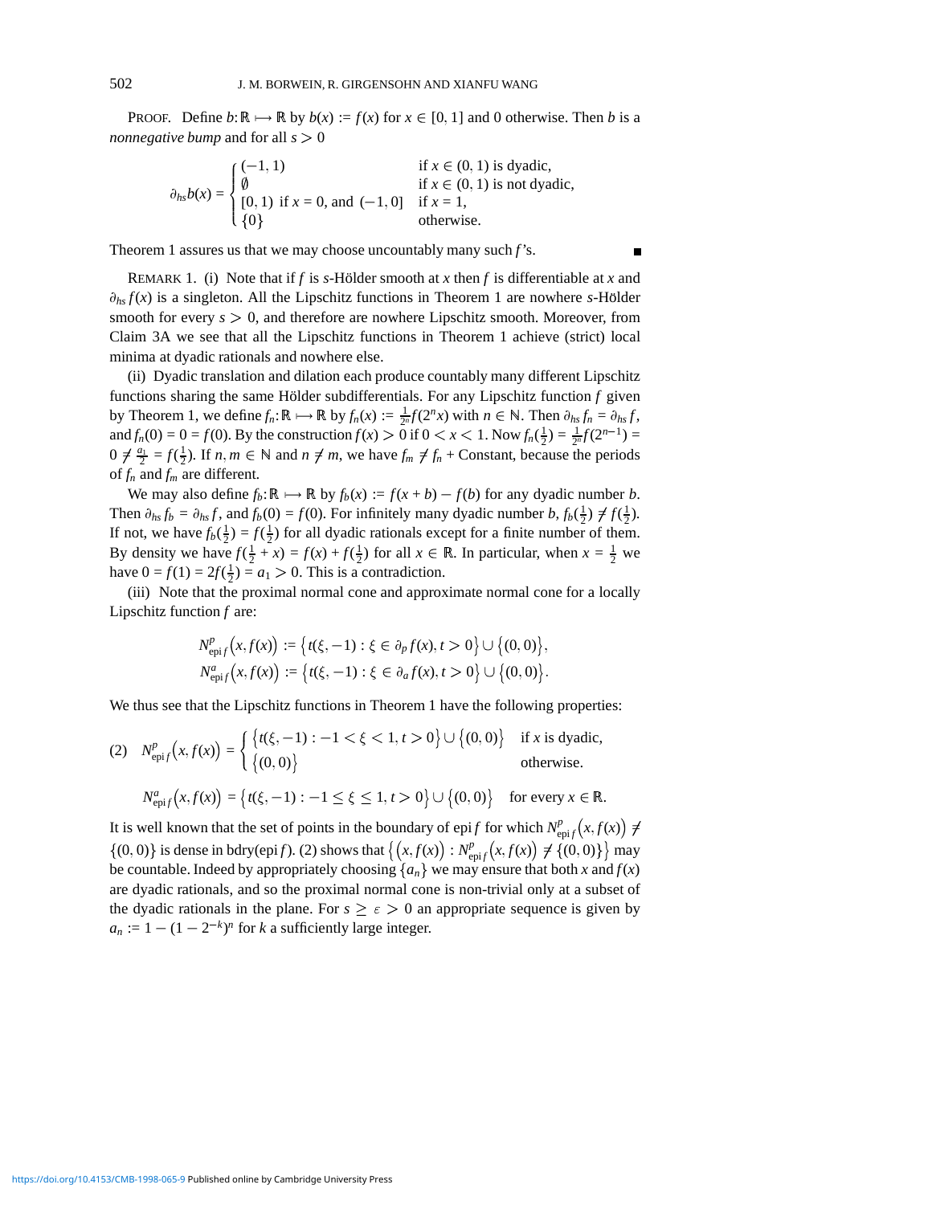PROOF. Define $b\colon \mathbb{R} \longmapsto \mathbb{R}$ by $b(x) := f(x)$ for $x \in [0, 1]$ and 0 otherwise. Then $b$ is a *nonnegative bump* and for all $s > 0$

$$\partial_{hs} b(x) = \begin{cases} (-1, 1) & \text{if } x \in (0, 1) \text{ is dyadic,} \\ \emptyset & \text{if } x \in (0, 1) \text{ is not dyadic,} \\ [0, 1) \text{ if } x = 0, \text{ and } (-1, 0] & \text{if } x = 1, \\ \{0\} & \text{otherwise.} \end{cases}$$

Theorem 1 assures us that we may choose uncountably many such $f$'s. ∎

REMARK 1. (i) Note that if $f$ is $s$-Hölder smooth at $x$ then $f$ is differentiable at $x$ and $\partial_{hs} f(x)$ is a singleton. All the Lipschitz functions in Theorem 1 are nowhere $s$-Hölder smooth for every $s > 0$, and therefore are nowhere Lipschitz smooth. Moreover, from Claim 3A we see that all the Lipschitz functions in Theorem 1 achieve (strict) local minima at dyadic rationals and nowhere else.

(ii) Dyadic translation and dilation each produce countably many different Lipschitz functions sharing the same Hölder subdifferentials. For any Lipschitz function $f$ given by Theorem 1, we define $f_n\colon \mathbb{R} \longmapsto \mathbb{R}$ by $f_n(x) := \frac{1}{2^n} f(2^n x)$ with $n \in \mathbb{N}$. Then $\partial_{hs} f_n = \partial_{hs} f$, and $f_n(0) = 0 = f(0)$. By the construction $f(x) > 0$ if $0 < x < 1$. Now $f_n(\frac{1}{2}) = \frac{1}{2^n} f(2^{n-1}) = 0 \neq \frac{a_1}{2} = f(\frac{1}{2})$. If $n, m \in \mathbb{N}$ and $n \neq m$, we have $f_m \not\equiv f_n + \text{Constant}$, because the periods of $f_n$ and $f_m$ are different.

We may also define $f_b\colon \mathbb{R} \longmapsto \mathbb{R}$ by $f_b(x) := f(x + b) - f(b)$ for any dyadic number $b$. Then $\partial_{hs} f_b = \partial_{hs} f$, and $f_b(0) = f(0)$. For infinitely many dyadic number $b$, $f_b(\frac{1}{2}) \neq f(\frac{1}{2})$. If not, we have $f_b(\frac{1}{2}) = f(\frac{1}{2})$ for all dyadic rationals except for a finite number of them. By density we have $f(\frac{1}{2} + x) = f(x) + f(\frac{1}{2})$ for all $x \in \mathbb{R}$. In particular, when $x = \frac{1}{2}$ we have $0 = f(1) = 2f(\frac{1}{2}) = a_1 > 0$. This is a contradiction.

(iii) Note that the proximal normal cone and approximate normal cone for a locally Lipschitz function $f$ are:

$$N^p_{\operatorname{epi} f}\big(x, f(x)\big) := \big\{t(\xi, -1) : \xi \in \partial_p f(x), t > 0\big\} \cup \big\{(0, 0)\big\},$$
$$N^a_{\operatorname{epi} f}\big(x, f(x)\big) := \big\{t(\xi, -1) : \xi \in \partial_a f(x), t > 0\big\} \cup \big\{(0, 0)\big\}.$$

We thus see that the Lipschitz functions in Theorem 1 have the following properties:

$$(2) \quad N^p_{\operatorname{epi} f}\big(x, f(x)\big) = \begin{cases} \big\{t(\xi, -1) : -1 < \xi < 1, t > 0\big\} \cup \big\{(0, 0)\big\} & \text{if } x \text{ is dyadic,} \\ \big\{(0, 0)\big\} & \text{otherwise.} \end{cases}$$

$$N^a_{\operatorname{epi} f}\big(x, f(x)\big) = \big\{t(\xi, -1) : -1 \le \xi \le 1, t > 0\big\} \cup \big\{(0, 0)\big\} \quad \text{for every } x \in \mathbb{R}.$$

It is well known that the set of points in the boundary of $\operatorname{epi} f$ for which $N^p_{\operatorname{epi} f}\big(x, f(x)\big) \neq \{(0, 0)\}$ is dense in $\operatorname{bdry}(\operatorname{epi} f)$. (2) shows that $\big\{\big(x, f(x)\big) : N^p_{\operatorname{epi} f}\big(x, f(x)\big) \neq \{(0, 0)\}\big\}$ may be countable. Indeed by appropriately choosing $\{a_n\}$ we may ensure that both $x$ and $f(x)$ are dyadic rationals, and so the proximal normal cone is non-trivial only at a subset of the dyadic rationals in the plane. For $s \ge \varepsilon > 0$ an appropriate sequence is given by $a_n := 1 - (1 - 2^{-k})^n$ for $k$ a sufficiently large integer.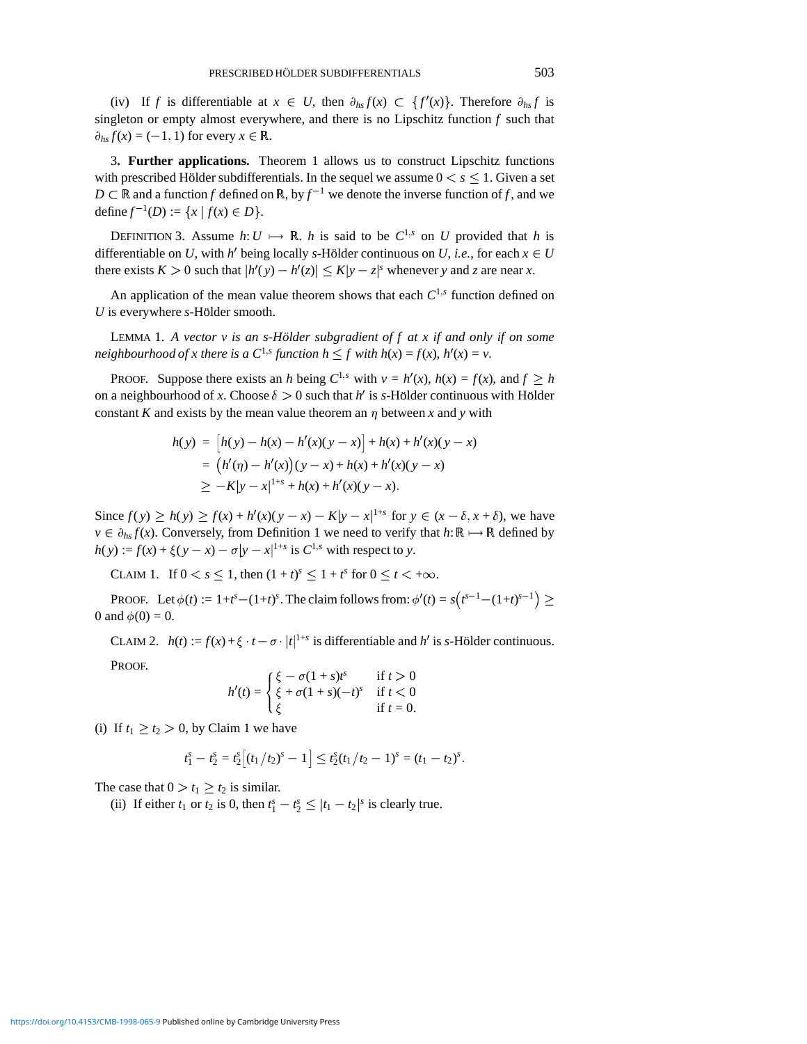(iv) If $f$ is differentiable at $x \in U$, then $\partial_{hs} f(x) \subset \{f'(x)\}$. Therefore $\partial_{hs} f$ is singleton or empty almost everywhere, and there is no Lipschitz function $f$ such that $\partial_{hs} f(x) = (-1, 1)$ for every $x \in \mathbb{R}$.

3. **Further applications.** Theorem 1 allows us to construct Lipschitz functions with prescribed Hölder subdifferentials. In the sequel we assume $0 < s \leq 1$. Given a set $D \subset \mathbb{R}$ and a function $f$ defined on $\mathbb{R}$, by $f^{-1}$ we denote the inverse function of $f$, and we define $f^{-1}(D) := \{x \mid f(x) \in D\}$.

DEFINITION 3. Assume $h: U \longmapsto \mathbb{R}$. $h$ is said to be $C^{1,s}$ on $U$ provided that $h$ is differentiable on $U$, with $h'$ being locally $s$-Hölder continuous on $U$, *i.e.*, for each $x \in U$ there exists $K > 0$ such that $|h'(y) - h'(z)| \leq K|y - z|^s$ whenever $y$ and $z$ are near $x$.

An application of the mean value theorem shows that each $C^{1,s}$ function defined on $U$ is everywhere $s$-Hölder smooth.

LEMMA 1. *A vector $v$ is an $s$-Hölder subgradient of $f$ at $x$ if and only if on some neighbourhood of $x$ there is a $C^{1,s}$ function $h \leq f$ with $h(x) = f(x)$, $h'(x) = v$.*

PROOF. Suppose there exists an $h$ being $C^{1,s}$ with $v = h'(x)$, $h(x) = f(x)$, and $f \geq h$ on a neighbourhood of $x$. Choose $\delta > 0$ such that $h'$ is $s$-Hölder continuous with Hölder constant $K$ and exists by the mean value theorem an $\eta$ between $x$ and $y$ with

$$
\begin{aligned}
h(y) &= \big[h(y) - h(x) - h'(x)(y - x)\big] + h(x) + h'(x)(y - x) \\
&= \big(h'(\eta) - h'(x)\big)(y - x) + h(x) + h'(x)(y - x) \\
&\geq -K|y - x|^{1+s} + h(x) + h'(x)(y - x).
\end{aligned}
$$

Since $f(y) \geq h(y) \geq f(x) + h'(x)(y - x) - K|y - x|^{1+s}$ for $y \in (x - \delta, x + \delta)$, we have $v \in \partial_{hs} f(x)$. Conversely, from Definition 1 we need to verify that $h: \mathbb{R} \longmapsto \mathbb{R}$ defined by $h(y) := f(x) + \xi(y - x) - \sigma|y - x|^{1+s}$ is $C^{1,s}$ with respect to $y$.

CLAIM 1. If $0 < s \leq 1$, then $(1 + t)^s \leq 1 + t^s$ for $0 \leq t < +\infty$.

PROOF. Let $\phi(t) := 1 + t^s - (1 + t)^s$. The claim follows from: $\phi'(t) = s\big(t^{s-1} - (1 + t)^{s-1}\big) \geq 0$ and $\phi(0) = 0$.

CLAIM 2. $h(t) := f(x) + \xi \cdot t - \sigma \cdot |t|^{1+s}$ is differentiable and $h'$ is $s$-Hölder continuous.

PROOF.

$$
h'(t) = \begin{cases} \xi - \sigma(1 + s)t^s & \text{if } t > 0 \\ \xi + \sigma(1 + s)(-t)^s & \text{if } t < 0 \\ \xi & \text{if } t = 0. \end{cases}
$$

(i) If $t_1 \geq t_2 > 0$, by Claim 1 we have

$$
t_1^s - t_2^s = t_2^s\big[(t_1/t_2)^s - 1\big] \leq t_2^s(t_1/t_2 - 1)^s = (t_1 - t_2)^s.
$$

The case that $0 > t_1 \geq t_2$ is similar.

(ii) If either $t_1$ or $t_2$ is 0, then $t_1^s - t_2^s \leq |t_1 - t_2|^s$ is clearly true.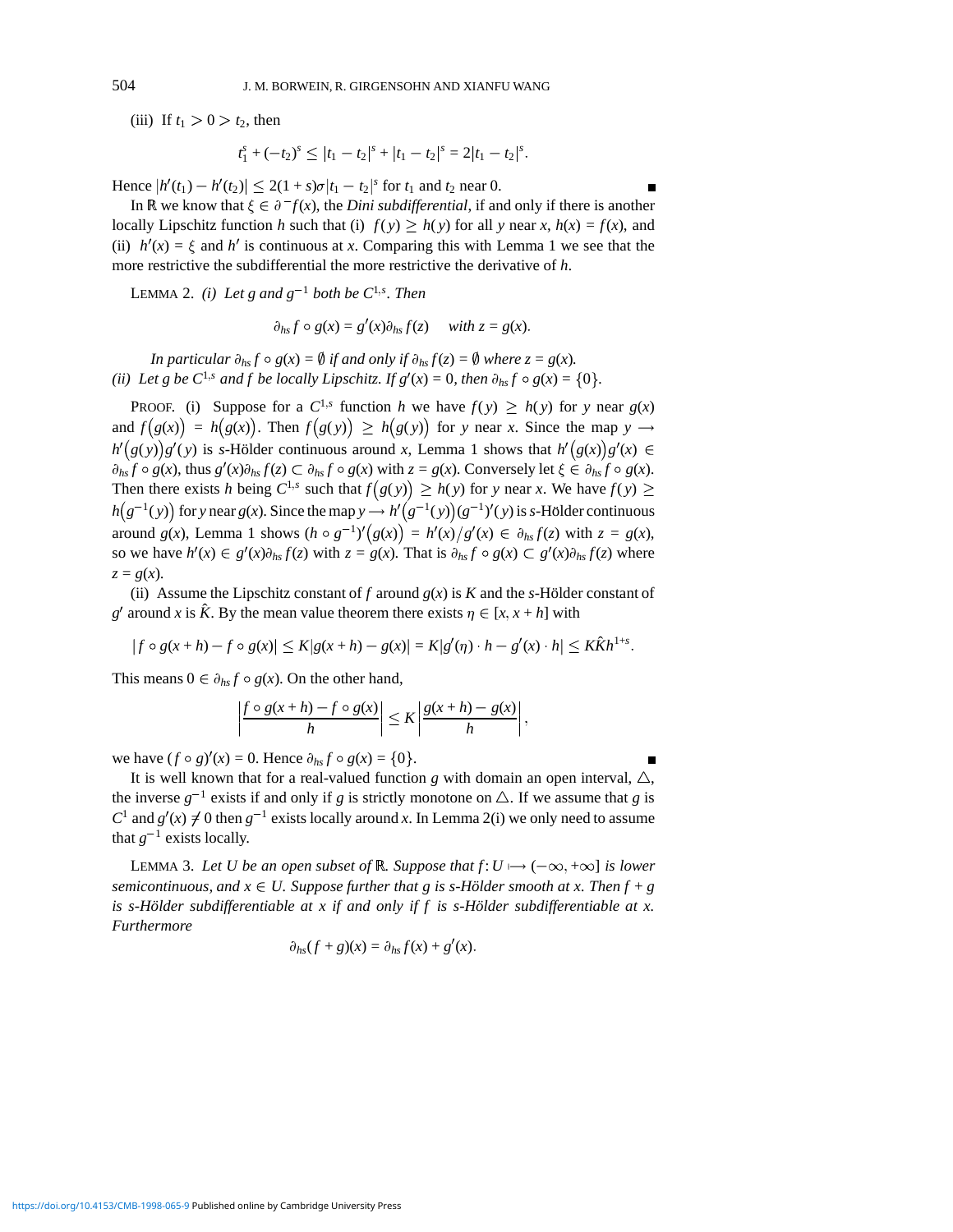(iii) If $t_1 > 0 > t_2$, then

$$t_1^s + (-t_2)^s \leq |t_1 - t_2|^s + |t_1 - t_2|^s = 2|t_1 - t_2|^s.$$

Hence $|h'(t_1) - h'(t_2)| \leq 2(1+s)\sigma|t_1 - t_2|^s$ for $t_1$ and $t_2$ near 0. ■

In $\mathbb{R}$ we know that $\xi \in \partial^- f(x)$, the *Dini subdifferential*, if and only if there is another locally Lipschitz function $h$ such that (i) $f(y) \geq h(y)$ for all $y$ near $x$, $h(x) = f(x)$, and (ii) $h'(x) = \xi$ and $h'$ is continuous at $x$. Comparing this with Lemma 1 we see that the more restrictive the subdifferential the more restrictive the derivative of $h$.

LEMMA 2. *(i) Let $g$ and $g^{-1}$ both be $C^{1,s}$. Then*

$$\partial_{hs} f \circ g(x) = g'(x)\partial_{hs} f(z) \quad \text{with } z = g(x).$$

*In particular $\partial_{hs} f \circ g(x) = \emptyset$ if and only if $\partial_{hs} f(z) = \emptyset$ where $z = g(x)$.*
*(ii) Let $g$ be $C^{1,s}$ and $f$ be locally Lipschitz. If $g'(x) = 0$, then $\partial_{hs} f \circ g(x) = \{0\}$.*

PROOF. (i) Suppose for a $C^{1,s}$ function $h$ we have $f(y) \geq h(y)$ for $y$ near $g(x)$ and $f\big(g(x)\big) = h\big(g(x)\big)$. Then $f\big(g(y)\big) \geq h\big(g(y)\big)$ for $y$ near $x$. Since the map $y \longrightarrow h'\big(g(y)\big)g'(y)$ is $s$-Hölder continuous around $x$, Lemma 1 shows that $h'\big(g(x)\big)g'(x) \in \partial_{hs} f \circ g(x)$, thus $g'(x)\partial_{hs} f(z) \subset \partial_{hs} f \circ g(x)$ with $z = g(x)$. Conversely let $\xi \in \partial_{hs} f \circ g(x)$. Then there exists $h$ being $C^{1,s}$ such that $f\big(g(y)\big) \geq h(y)$ for $y$ near $x$. We have $f(y) \geq h\big(g^{-1}(y)\big)$ for $y$ near $g(x)$. Since the map $y \longrightarrow h'\big(g^{-1}(y)\big)(g^{-1})'(y)$ is $s$-Hölder continuous around $g(x)$, Lemma 1 shows $(h \circ g^{-1})'\big(g(x)\big) = h'(x)/g'(x) \in \partial_{hs} f(z)$ with $z = g(x)$, so we have $h'(x) \in g'(x)\partial_{hs} f(z)$ with $z = g(x)$. That is $\partial_{hs} f \circ g(x) \subset g'(x)\partial_{hs} f(z)$ where $z = g(x)$.

(ii) Assume the Lipschitz constant of $f$ around $g(x)$ is $K$ and the $s$-Hölder constant of $g'$ around $x$ is $\hat{K}$. By the mean value theorem there exists $\eta \in [x, x+h]$ with

$$|f \circ g(x+h) - f \circ g(x)| \leq K|g(x+h) - g(x)| = K|g'(\eta) \cdot h - g'(x) \cdot h| \leq K\hat{K}h^{1+s}.$$

This means $0 \in \partial_{hs} f \circ g(x)$. On the other hand,

$$\left|\frac{f \circ g(x+h) - f \circ g(x)}{h}\right| \leq K\left|\frac{g(x+h) - g(x)}{h}\right|,$$

we have $(f \circ g)'(x) = 0$. Hence $\partial_{hs} f \circ g(x) = \{0\}$. ■

It is well known that for a real-valued function $g$ with domain an open interval, $\triangle$, the inverse $g^{-1}$ exists if and only if $g$ is strictly monotone on $\triangle$. If we assume that $g$ is $C^1$ and $g'(x) \neq 0$ then $g^{-1}$ exists locally around $x$. In Lemma 2(i) we only need to assume that $g^{-1}$ exists locally.

LEMMA 3. *Let $U$ be an open subset of $\mathbb{R}$. Suppose that $f : U \longmapsto (-\infty, +\infty]$ is lower semicontinuous, and $x \in U$. Suppose further that $g$ is $s$-Hölder smooth at $x$. Then $f + g$ is $s$-Hölder subdifferentiable at $x$ if and only if $f$ is $s$-Hölder subdifferentiable at $x$. Furthermore*

$$\partial_{hs}(f+g)(x) = \partial_{hs} f(x) + g'(x).$$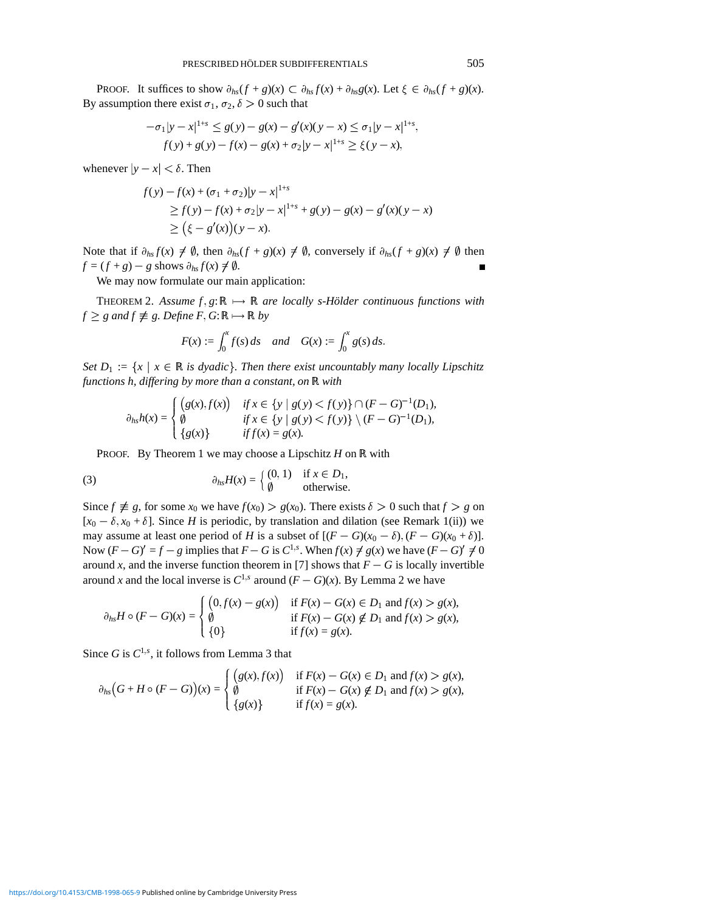PROOF. It suffices to show $\partial_{hs}(f+g)(x) \subset \partial_{hs} f(x) + \partial_{hs} g(x)$. Let $\xi \in \partial_{hs}(f+g)(x)$. By assumption there exist $\sigma_1, \sigma_2, \delta > 0$ such that

$$
\begin{aligned}
-\sigma_1 |y-x|^{1+s} \leq g(y) - g(x) - g'(x)(y-x) &\leq \sigma_1 |y-x|^{1+s}, \\
f(y) + g(y) - f(x) - g(x) + \sigma_2 |y-x|^{1+s} &\geq \xi(y-x),
\end{aligned}
$$

whenever $|y-x| < \delta$. Then

$$
\begin{aligned}
f(y) - f(x) &+ (\sigma_1 + \sigma_2)|y-x|^{1+s} \\
&\geq f(y) - f(x) + \sigma_2 |y-x|^{1+s} + g(y) - g(x) - g'(x)(y-x) \\
&\geq \big(\xi - g'(x)\big)(y-x).
\end{aligned}
$$

Note that if $\partial_{hs} f(x) \neq \emptyset$, then $\partial_{hs}(f+g)(x) \neq \emptyset$, conversely if $\partial_{hs}(f+g)(x) \neq \emptyset$ then $f = (f+g) - g$ shows $\partial_{hs} f(x) \neq \emptyset$. ∎

We may now formulate our main application:

THEOREM 2. *Assume $f, g\colon \mathbb{R} \longmapsto \mathbb{R}$ are locally $s$-Hölder continuous functions with $f \geq g$ and $f \not\equiv g$. Define $F, G\colon \mathbb{R} \longmapsto \mathbb{R}$ by*

$$
F(x) := \int_0^x f(s)\, ds \quad \textit{and} \quad G(x) := \int_0^x g(s)\, ds.
$$

*Set $D_1 := \{x \mid x \in \mathbb{R} \text{ is dyadic}\}$. Then there exist uncountably many locally Lipschitz functions $h$, differing by more than a constant, on $\mathbb{R}$ with*

$$
\partial_{hs} h(x) = \begin{cases} \big(g(x), f(x)\big) & \text{if } x \in \{y \mid g(y) < f(y)\} \cap (F-G)^{-1}(D_1), \\ \emptyset & \text{if } x \in \{y \mid g(y) < f(y)\} \setminus (F-G)^{-1}(D_1), \\ \{g(x)\} & \text{if } f(x) = g(x). \end{cases}
$$

PROOF. By Theorem 1 we may choose a Lipschitz $H$ on $\mathbb{R}$ with

$$
\partial_{hs} H(x) = \begin{cases} (0,1) & \text{if } x \in D_1, \\ \emptyset & \text{otherwise.} \end{cases} \tag{3}
$$

Since $f \not\equiv g$, for some $x_0$ we have $f(x_0) > g(x_0)$. There exists $\delta > 0$ such that $f > g$ on $[x_0 - \delta, x_0 + \delta]$. Since $H$ is periodic, by translation and dilation (see Remark 1(ii)) we may assume at least one period of $H$ is a subset of $[(F-G)(x_0 - \delta), (F-G)(x_0 + \delta)]$. Now $(F-G)' = f - g$ implies that $F - G$ is $C^{1,s}$. When $f(x) \neq g(x)$ we have $(F-G)' \neq 0$ around $x$, and the inverse function theorem in [7] shows that $F - G$ is locally invertible around $x$ and the local inverse is $C^{1,s}$ around $(F-G)(x)$. By Lemma 2 we have

$$
\partial_{hs} H \circ (F-G)(x) = \begin{cases} \big(0, f(x) - g(x)\big) & \text{if } F(x) - G(x) \in D_1 \text{ and } f(x) > g(x), \\ \emptyset & \text{if } F(x) - G(x) \notin D_1 \text{ and } f(x) > g(x), \\ \{0\} & \text{if } f(x) = g(x). \end{cases}
$$

Since $G$ is $C^{1,s}$, it follows from Lemma 3 that

$$
\partial_{hs}\big(G + H \circ (F-G)\big)(x) = \begin{cases} \big(g(x), f(x)\big) & \text{if } F(x) - G(x) \in D_1 \text{ and } f(x) > g(x), \\ \emptyset & \text{if } F(x) - G(x) \notin D_1 \text{ and } f(x) > g(x), \\ \{g(x)\} & \text{if } f(x) = g(x). \end{cases}
$$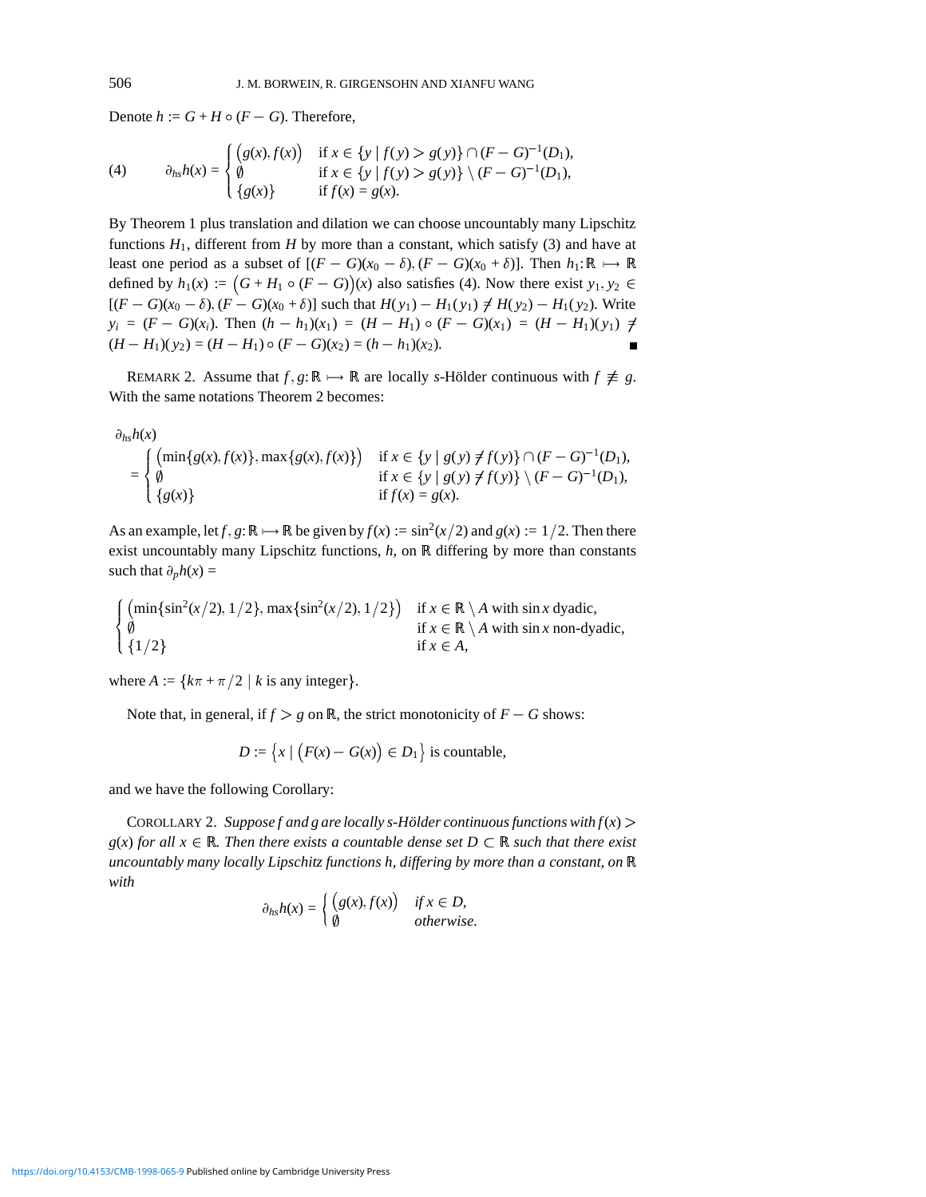Denote $h := G + H \circ (F - G)$. Therefore,

$$
(4) \qquad \partial_{hs} h(x) = \begin{cases} \big(g(x), f(x)\big) & \text{if } x \in \{y \mid f(y) > g(y)\} \cap (F - G)^{-1}(D_1), \\ \emptyset & \text{if } x \in \{y \mid f(y) > g(y)\} \setminus (F - G)^{-1}(D_1), \\ \{g(x)\} & \text{if } f(x) = g(x). \end{cases}
$$

By Theorem 1 plus translation and dilation we can choose uncountably many Lipschitz functions $H_1$, different from $H$ by more than a constant, which satisfy (3) and have at least one period as a subset of $[(F - G)(x_0 - \delta), (F - G)(x_0 + \delta)]$. Then $h_1 : \mathbb{R} \longmapsto \mathbb{R}$ defined by $h_1(x) := \big(G + H_1 \circ (F - G)\big)(x)$ also satisfies (4). Now there exist $y_1, y_2 \in [(F - G)(x_0 - \delta), (F - G)(x_0 + \delta)]$ such that $H(y_1) - H_1(y_1) \neq H(y_2) - H_1(y_2)$. Write $y_i = (F - G)(x_i)$. Then $(h - h_1)(x_1) = (H - H_1) \circ (F - G)(x_1) = (H - H_1)(y_1) \neq (H - H_1)(y_2) = (H - H_1) \circ (F - G)(x_2) = (h - h_1)(x_2)$. ■

REMARK 2. Assume that $f, g : \mathbb{R} \longmapsto \mathbb{R}$ are locally $s$-Hölder continuous with $f \not\equiv g$. With the same notations Theorem 2 becomes:

$$
\partial_{hs} h(x) = \begin{cases} \big(\min\{g(x), f(x)\}, \max\{g(x), f(x)\}\big) & \text{if } x \in \{y \mid g(y) \neq f(y)\} \cap (F - G)^{-1}(D_1), \\ \emptyset & \text{if } x \in \{y \mid g(y) \neq f(y)\} \setminus (F - G)^{-1}(D_1), \\ \{g(x)\} & \text{if } f(x) = g(x). \end{cases}
$$

As an example, let $f, g : \mathbb{R} \longmapsto \mathbb{R}$ be given by $f(x) := \sin^2(x/2)$ and $g(x) := 1/2$. Then there exist uncountably many Lipschitz functions, $h$, on $\mathbb{R}$ differing by more than constants such that $\partial_p h(x) =$

$$
\begin{cases} \big(\min\{\sin^2(x/2), 1/2\}, \max\{\sin^2(x/2), 1/2\}\big) & \text{if } x \in \mathbb{R} \setminus A \text{ with } \sin x \text{ dyadic}, \\ \emptyset & \text{if } x \in \mathbb{R} \setminus A \text{ with } \sin x \text{ non-dyadic}, \\ \{1/2\} & \text{if } x \in A, \end{cases}
$$

where $A := \{k\pi + \pi/2 \mid k \text{ is any integer}\}$.

Note that, in general, if $f > g$ on $\mathbb{R}$, the strict monotonicity of $F - G$ shows:

$$
D := \big\{x \mid \big(F(x) - G(x)\big) \in D_1\big\} \text{ is countable,}
$$

and we have the following Corollary:

COROLLARY 2. *Suppose $f$ and $g$ are locally $s$-Hölder continuous functions with $f(x) > g(x)$ for all $x \in \mathbb{R}$. Then there exists a countable dense set $D \subset \mathbb{R}$ such that there exist uncountably many locally Lipschitz functions $h$, differing by more than a constant, on $\mathbb{R}$ with*

$$
\partial_{hs} h(x) = \begin{cases} \big(g(x), f(x)\big) & \text{if } x \in D, \\ \emptyset & \text{otherwise.} \end{cases}
$$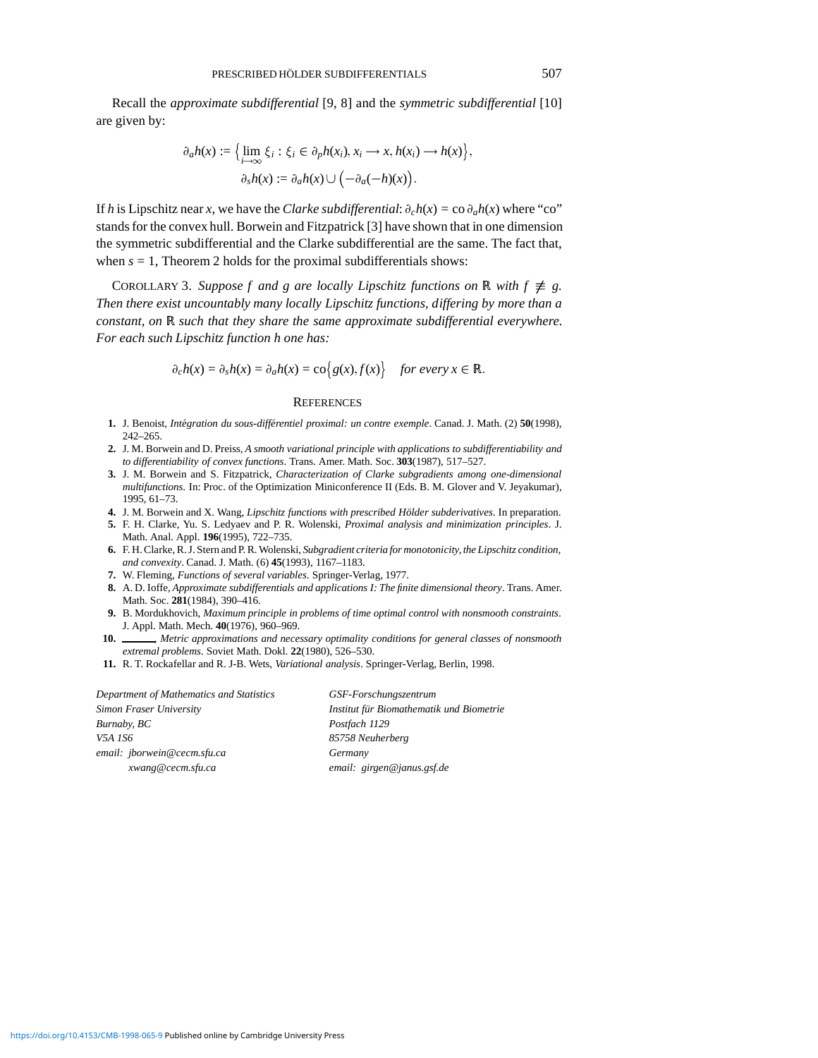Recall the *approximate subdifferential* [9, 8] and the *symmetric subdifferential* [10] are given by:

$$\partial_a h(x) := \Big\{ \lim_{i\to\infty} \xi_i : \xi_i \in \partial_p h(x_i), x_i \longrightarrow x, h(x_i) \longrightarrow h(x) \Big\},$$
$$\partial_s h(x) := \partial_a h(x) \cup \Big( -\partial_a(-h)(x) \Big).$$

If $h$ is Lipschitz near $x$, we have the *Clarke subdifferential*: $\partial_c h(x) = \mathrm{co}\, \partial_a h(x)$ where "co" stands for the convex hull. Borwein and Fitzpatrick [3] have shown that in one dimension the symmetric subdifferential and the Clarke subdifferential are the same. The fact that, when $s = 1$, Theorem 2 holds for the proximal subdifferentials shows:

COROLLARY 3. *Suppose $f$ and $g$ are locally Lipschitz functions on $\mathbb{R}$ with $f \not\equiv g$. Then there exist uncountably many locally Lipschitz functions, differing by more than a constant, on $\mathbb{R}$ such that they share the same approximate subdifferential everywhere. For each such Lipschitz function $h$ one has:*

$$\partial_c h(x) = \partial_s h(x) = \partial_a h(x) = \mathrm{co}\big\{ g(x), f(x) \big\} \quad \textit{for every } x \in \mathbb{R}.$$

## REFERENCES

1. J. Benoist, *Intégration du sous-différentiel proximal: un contre exemple*. Canad. J. Math. (2) **50**(1998), 242–265.
2. J. M. Borwein and D. Preiss, *A smooth variational principle with applications to subdifferentiability and to differentiability of convex functions*. Trans. Amer. Math. Soc. **303**(1987), 517–527.
3. J. M. Borwein and S. Fitzpatrick, *Characterization of Clarke subgradients among one-dimensional multifunctions*. In: Proc. of the Optimization Miniconference II (Eds. B. M. Glover and V. Jeyakumar), 1995, 61–73.
4. J. M. Borwein and X. Wang, *Lipschitz functions with prescribed Hölder subderivatives*. In preparation.
5. F. H. Clarke, Yu. S. Ledyaev and P. R. Wolenski, *Proximal analysis and minimization principles*. J. Math. Anal. Appl. **196**(1995), 722–735.
6. F. H. Clarke, R. J. Stern and P. R. Wolenski, *Subgradient criteria for monotonicity, the Lipschitz condition, and convexity*. Canad. J. Math. (6) **45**(1993), 1167–1183.
7. W. Fleming, *Functions of several variables*. Springer-Verlag, 1977.
8. A. D. Ioffe, *Approximate subdifferentials and applications I: The finite dimensional theory*. Trans. Amer. Math. Soc. **281**(1984), 390–416.
9. B. Mordukhovich, *Maximum principle in problems of time optimal control with nonsmooth constraints*. J. Appl. Math. Mech. **40**(1976), 960–969.
10. ______, *Metric approximations and necessary optimality conditions for general classes of nonsmooth extremal problems*. Soviet Math. Dokl. **22**(1980), 526–530.
11. R. T. Rockafellar and R. J-B. Wets, *Variational analysis*. Springer-Verlag, Berlin, 1998.

*Department of Mathematics and Statistics*
*Simon Fraser University*
*Burnaby, BC*
*V5A 1S6*
*email: jborwein@cecm.sfu.ca*
*xwang@cecm.sfu.ca*

*GSF-Forschungszentrum*
*Institut für Biomathematik und Biometrie*
*Postfach 1129*
*85758 Neuherberg*
*Germany*
*email: girgen@janus.gsf.de*